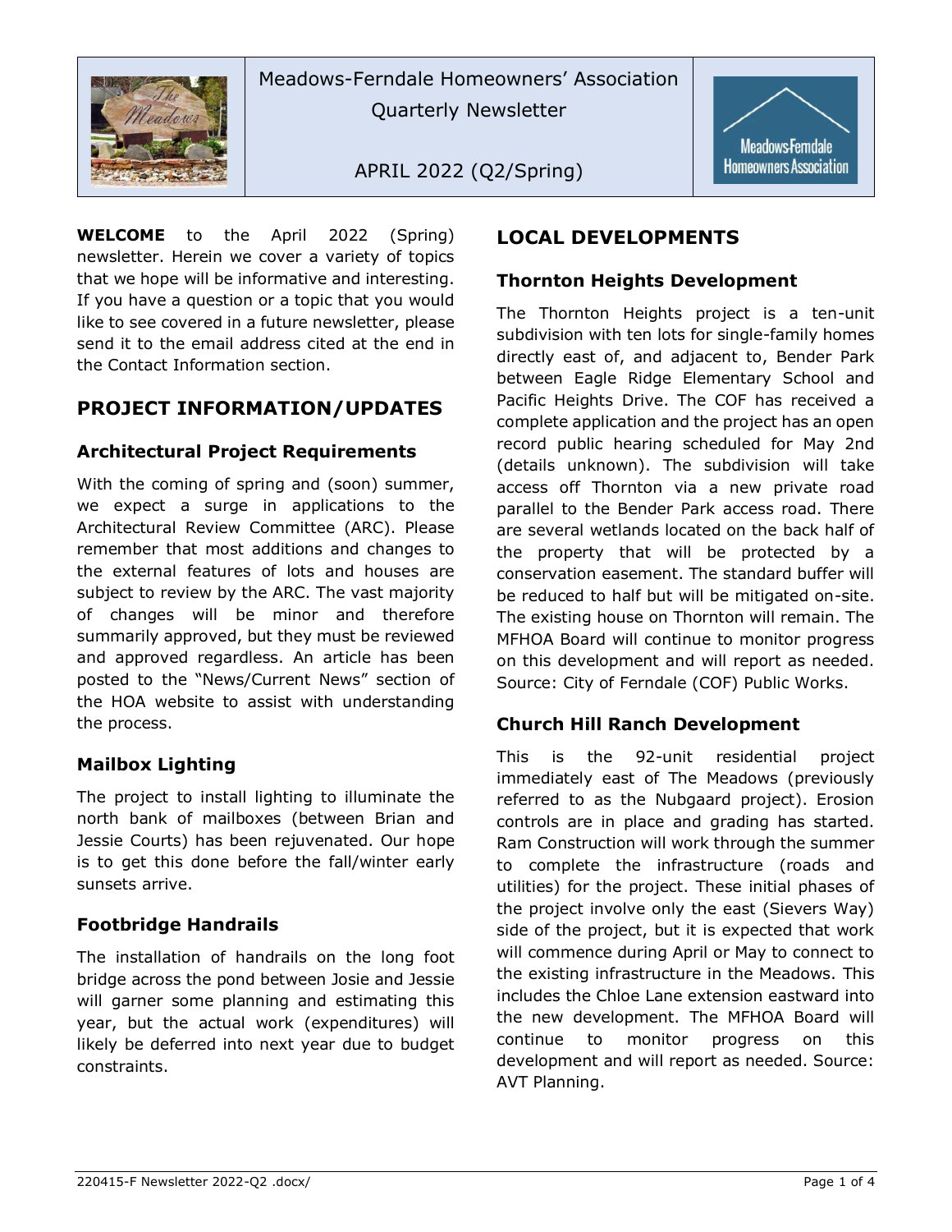Meadows-Ferndale Homeowners' Association

Quarterly Newsletter

APRIL 2022 (Q2/Spring)

**WELCOME** to the April 2022 (Spring) newsletter. Herein we cover a variety of topics that we hope will be informative and interesting. If you have a question or a topic that you would like to see covered in a future newsletter, please send it to the email address cited at the end in the Contact Information section.

## PROJECT INFORMATION/UPDATES

### Architectural Project Requirements

With the coming of spring and (soon) summer, we expect a surge in applications to the Architectural Review Committee (ARC). Please remember that most additions and changes to the external features of lots and houses are subject to review by the ARC. The vast majority of changes will be minor and therefore summarily approved, but they must be reviewed and approved regardless. An article has been posted to the "News/Current News" section of the HOA website to assist with understanding the process.

### Mailbox Lighting

The project to install lighting to illuminate the north bank of mailboxes (between Brian and Jessie Courts) has been rejuvenated. Our hope is to get this done before the fall/winter early sunsets arrive.

### Footbridge Handrails

The installation of handrails on the long foot bridge across the pond between Josie and Jessie will garner some planning and estimating this year, but the actual work (expenditures) will likely be deferred into next year due to budget constraints.

## LOCAL DEVELOPMENTS

### Thornton Heights Development

The Thornton Heights project is a ten-unit subdivision with ten lots for single-family homes directly east of, and adjacent to, Bender Park between Eagle Ridge Elementary School and Pacific Heights Drive. The COF has received a complete application and the project has an open record public hearing scheduled for May 2nd (details unknown). The subdivision will take access off Thornton via a new private road parallel to the Bender Park access road. There are several wetlands located on the back half of the property that will be protected by a conservation easement. The standard buffer will be reduced to half but will be mitigated on-site. The existing house on Thornton will remain. The MFHOA Board will continue to monitor progress on this development and will report as needed. Source: City of Ferndale (COF) Public Works.

### Church Hill Ranch Development

This is the 92-unit residential project immediately east of The Meadows (previously referred to as the Nubgaard project). Erosion controls are in place and grading has started. Ram Construction will work through the summer to complete the infrastructure (roads and utilities) for the project. These initial phases of the project involve only the east (Sievers Way) side of the project, but it is expected that work will commence during April or May to connect to the existing infrastructure in the Meadows. This includes the Chloe Lane extension eastward into the new development. The MFHOA Board will continue to monitor progress on this development and will report as needed. Source: AVT Planning.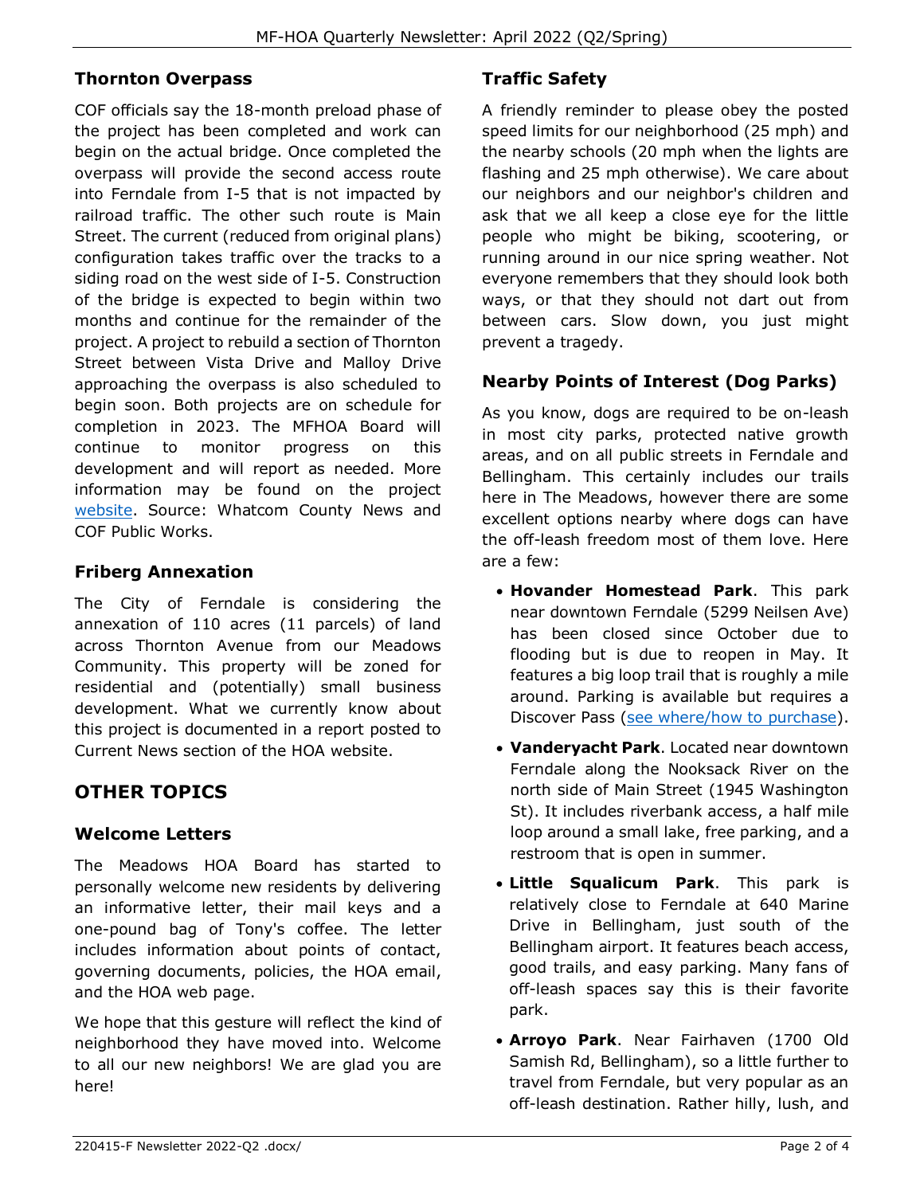### Thornton Overpass

COF officials say the 18-month preload phase of the project has been completed and work can begin on the actual bridge. Once completed the overpass will provide the second access route into Ferndale from I-5 that is not impacted by railroad traffic. The other such route is Main Street. The current (reduced from original plans) configuration takes traffic over the tracks to a siding road on the west side of I-5. Construction of the bridge is expected to begin within two months and continue for the remainder of the project. A project to rebuild a section of Thornton Street between Vista Drive and Malloy Drive approaching the overpass is also scheduled to begin soon. Both projects are on schedule for completion in 2023. The MFHOA Board will continue to monitor progress on this development and will report as needed. More information may be found on the project website. Source: Whatcom County News and COF Public Works.

### Friberg Annexation

The City of Ferndale is considering the annexation of 110 acres (11 parcels) of land across Thornton Avenue from our Meadows Community. This property will be zoned for residential and (potentially) small business development. What we currently know about this project is documented in a report posted to Current News section of the HOA website.

## OTHER TOPICS

### Welcome Letters

The Meadows HOA Board has started to personally welcome new residents by delivering an informative letter, their mail keys and a one-pound bag of Tony's coffee. The letter includes information about points of contact, governing documents, policies, the HOA email, and the HOA web page.

We hope that this gesture will reflect the kind of neighborhood they have moved into. Welcome to all our new neighbors! We are glad you are here!

### Traffic Safety

A friendly reminder to please obey the posted speed limits for our neighborhood (25 mph) and the nearby schools (20 mph when the lights are flashing and 25 mph otherwise). We care about our neighbors and our neighbor's children and ask that we all keep a close eye for the little people who might be biking, scootering, or running around in our nice spring weather. Not everyone remembers that they should look both ways, or that they should not dart out from between cars. Slow down, you just might prevent a tragedy.

### Nearby Points of Interest (Dog Parks)

As you know, dogs are required to be on-leash in most city parks, protected native growth areas, and on all public streets in Ferndale and Bellingham. This certainly includes our trails here in The Meadows, however there are some excellent options nearby where dogs can have the off-leash freedom most of them love. Here are a few:

- **Hovander Homestead Park**. This park near downtown Ferndale (5299 Neilsen Ave) has been closed since October due to flooding but is due to reopen in May. It features a big loop trail that is roughly a mile around. Parking is available but requires a Discover Pass (see where/how to purchase).
- **Vanderyacht Park**. Located near downtown Ferndale along the Nooksack River on the north side of Main Street (1945 Washington St). It includes riverbank access, a half mile loop around a small lake, free parking, and a restroom that is open in summer.
- **Little Squalicum Park**. This park is relatively close to Ferndale at 640 Marine Drive in Bellingham, just south of the Bellingham airport. It features beach access, good trails, and easy parking. Many fans of off-leash spaces say this is their favorite park.
- **Arroyo Park**. Near Fairhaven (1700 Old Samish Rd, Bellingham), so a little further to travel from Ferndale, but very popular as an off-leash destination. Rather hilly, lush, and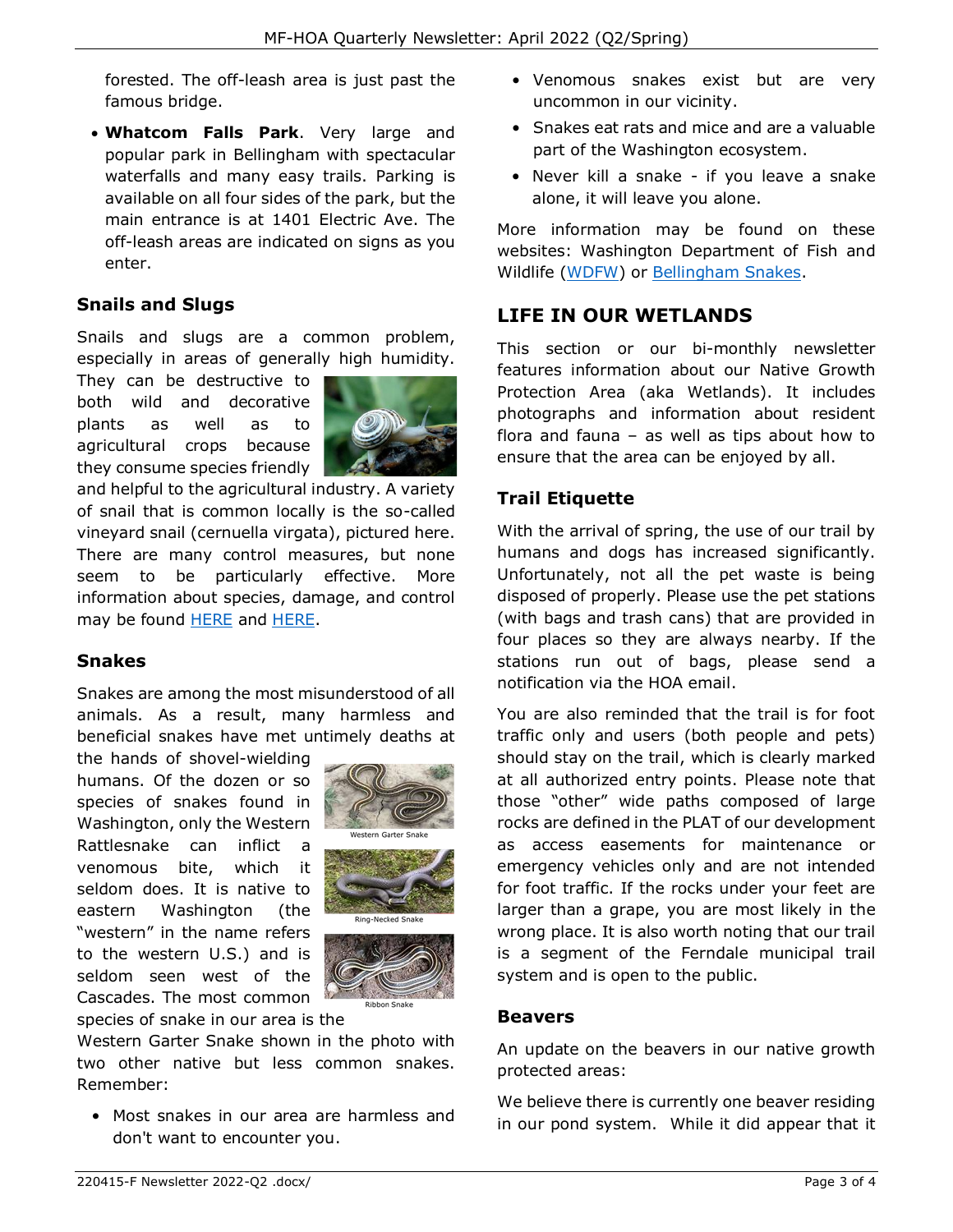forested. The off-leash area is just past the famous bridge.

- **Whatcom Falls Park**. Very large and popular park in Bellingham with spectacular waterfalls and many easy trails. Parking is available on all four sides of the park, but the main entrance is at 1401 Electric Ave. The off-leash areas are indicated on signs as you enter.

### Snails and Slugs

Snails and slugs are a common problem, especially in areas of generally high humidity. They can be destructive to both wild and decorative plants as well as to agricultural crops because they consume species friendly and helpful to the agricultural industry. A variety of snail that is common locally is the so-called vineyard snail (cernuella virgata), pictured here. There are many control measures, but none seem to be particularly effective. More information about species, damage, and control may be found HERE and HERE.

### Snakes

Snakes are among the most misunderstood of all animals. As a result, many harmless and beneficial snakes have met untimely deaths at the hands of shovel-wielding humans. Of the dozen or so species of snakes found in Washington, only the Western Rattlesnake can inflict a venomous bite, which it seldom does. It is native to eastern Washington (the "western" in the name refers to the western U.S.) and is seldom seen west of the Cascades. The most common species of snake in our area is the Western Garter Snake shown in the photo with two other native but less common snakes. Remember:

Western Garter Snake

Ring-Necked Snake

Ribbon Snake

- Most snakes in our area are harmless and don't want to encounter you.
- Venomous snakes exist but are very uncommon in our vicinity.
- Snakes eat rats and mice and are a valuable part of the Washington ecosystem.
- Never kill a snake - if you leave a snake alone, it will leave you alone.

More information may be found on these websites: Washington Department of Fish and Wildlife (WDFW) or Bellingham Snakes.

## LIFE IN OUR WETLANDS

This section or our bi-monthly newsletter features information about our Native Growth Protection Area (aka Wetlands). It includes photographs and information about resident flora and fauna – as well as tips about how to ensure that the area can be enjoyed by all.

### Trail Etiquette

With the arrival of spring, the use of our trail by humans and dogs has increased significantly. Unfortunately, not all the pet waste is being disposed of properly. Please use the pet stations (with bags and trash cans) that are provided in four places so they are always nearby. If the stations run out of bags, please send a notification via the HOA email.

You are also reminded that the trail is for foot traffic only and users (both people and pets) should stay on the trail, which is clearly marked at all authorized entry points. Please note that those "other" wide paths composed of large rocks are defined in the PLAT of our development as access easements for maintenance or emergency vehicles only and are not intended for foot traffic. If the rocks under your feet are larger than a grape, you are most likely in the wrong place. It is also worth noting that our trail is a segment of the Ferndale municipal trail system and is open to the public.

### Beavers

An update on the beavers in our native growth protected areas:

We believe there is currently one beaver residing in our pond system. While it did appear that it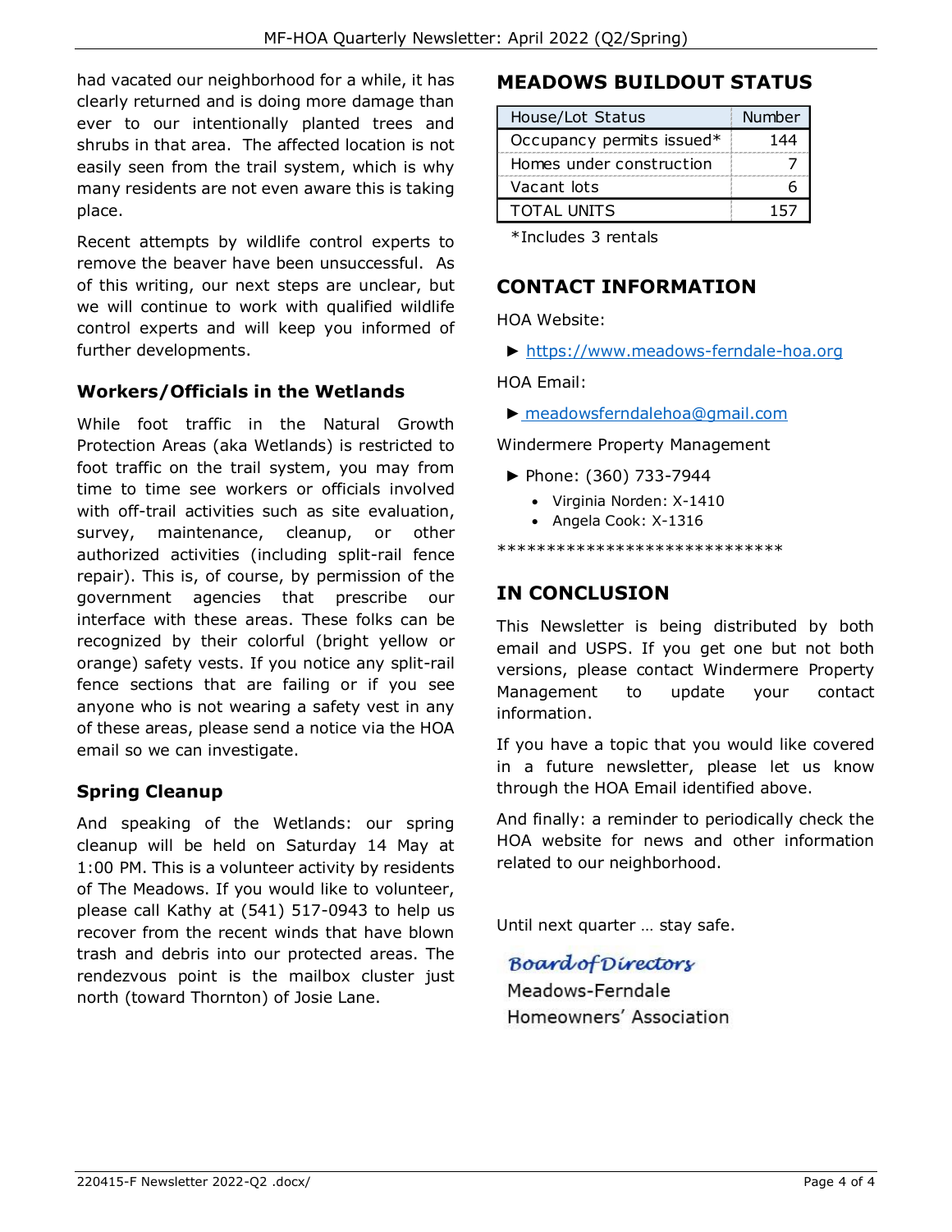had vacated our neighborhood for a while, it has clearly returned and is doing more damage than ever to our intentionally planted trees and shrubs in that area. The affected location is not easily seen from the trail system, which is why many residents are not even aware this is taking place.

Recent attempts by wildlife control experts to remove the beaver have been unsuccessful. As of this writing, our next steps are unclear, but we will continue to work with qualified wildlife control experts and will keep you informed of further developments.

### Workers/Officials in the Wetlands

While foot traffic in the Natural Growth Protection Areas (aka Wetlands) is restricted to foot traffic on the trail system, you may from time to time see workers or officials involved with off-trail activities such as site evaluation, survey, maintenance, cleanup, or other authorized activities (including split-rail fence repair). This is, of course, by permission of the government agencies that prescribe our interface with these areas. These folks can be recognized by their colorful (bright yellow or orange) safety vests. If you notice any split-rail fence sections that are failing or if you see anyone who is not wearing a safety vest in any of these areas, please send a notice via the HOA email so we can investigate.

### Spring Cleanup

And speaking of the Wetlands: our spring cleanup will be held on Saturday 14 May at 1:00 PM. This is a volunteer activity by residents of The Meadows. If you would like to volunteer, please call Kathy at (541) 517-0943 to help us recover from the recent winds that have blown trash and debris into our protected areas. The rendezvous point is the mailbox cluster just north (toward Thornton) of Josie Lane.

## MEADOWS BUILDOUT STATUS

| House/Lot Status | Number |
|---|---|
| Occupancy permits issued* | 144 |
| Homes under construction | 7 |
| Vacant lots | 6 |
| TOTAL UNITS | 157 |

*Includes 3 rentals

## CONTACT INFORMATION

HOA Website:

► https://www.meadows-ferndale-hoa.org

HOA Email:

► meadowsferndalehoa@gmail.com

Windermere Property Management

► Phone: (360) 733-7944
- Virginia Norden: X-1410
- Angela Cook: X-1316

*****************************

## IN CONCLUSION

This Newsletter is being distributed by both email and USPS. If you get one but not both versions, please contact Windermere Property Management to update your contact information.

If you have a topic that you would like covered in a future newsletter, please let us know through the HOA Email identified above.

And finally: a reminder to periodically check the HOA website for news and other information related to our neighborhood.

Until next quarter … stay safe.

*Board of Directors*
Meadows-Ferndale
Homeowners' Association